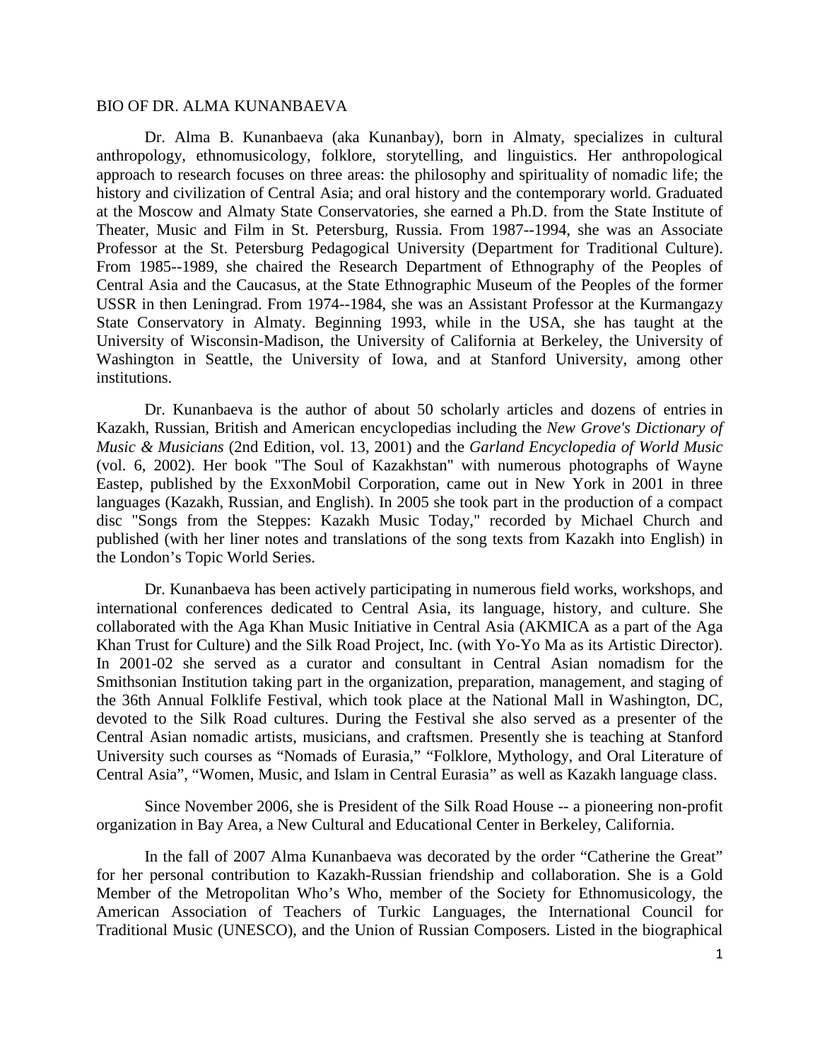BIO OF DR. ALMA KUNANBAEVA

Dr. Alma B. Kunanbaeva (aka Kunanbay), born in Almaty, specializes in cultural anthropology, ethnomusicology, folklore, storytelling, and linguistics. Her anthropological approach to research focuses on three areas: the philosophy and spirituality of nomadic life; the history and civilization of Central Asia; and oral history and the contemporary world. Graduated at the Moscow and Almaty State Conservatories, she earned a Ph.D. from the State Institute of Theater, Music and Film in St. Petersburg, Russia. From 1987--1994, she was an Associate Professor at the St. Petersburg Pedagogical University (Department for Traditional Culture). From 1985--1989, she chaired the Research Department of Ethnography of the Peoples of Central Asia and the Caucasus, at the State Ethnographic Museum of the Peoples of the former USSR in then Leningrad. From 1974--1984, she was an Assistant Professor at the Kurmangazy State Conservatory in Almaty. Beginning 1993, while in the USA, she has taught at the University of Wisconsin-Madison, the University of California at Berkeley, the University of Washington in Seattle, the University of Iowa, and at Stanford University, among other institutions.

Dr. Kunanbaeva is the author of about 50 scholarly articles and dozens of entries in Kazakh, Russian, British and American encyclopedias including the *New Grove's Dictionary of Music & Musicians* (2nd Edition, vol. 13, 2001) and the *Garland Encyclopedia of World Music* (vol. 6, 2002). Her book "The Soul of Kazakhstan" with numerous photographs of Wayne Eastep, published by the ExxonMobil Corporation, came out in New York in 2001 in three languages (Kazakh, Russian, and English). In 2005 she took part in the production of a compact disc "Songs from the Steppes: Kazakh Music Today," recorded by Michael Church and published (with her liner notes and translations of the song texts from Kazakh into English) in the London's Topic World Series.

Dr. Kunanbaeva has been actively participating in numerous field works, workshops, and international conferences dedicated to Central Asia, its language, history, and culture. She collaborated with the Aga Khan Music Initiative in Central Asia (AKMICA as a part of the Aga Khan Trust for Culture) and the Silk Road Project, Inc. (with Yo-Yo Ma as its Artistic Director). In 2001-02 she served as a curator and consultant in Central Asian nomadism for the Smithsonian Institution taking part in the organization, preparation, management, and staging of the 36th Annual Folklife Festival, which took place at the National Mall in Washington, DC, devoted to the Silk Road cultures. During the Festival she also served as a presenter of the Central Asian nomadic artists, musicians, and craftsmen. Presently she is teaching at Stanford University such courses as "Nomads of Eurasia," "Folklore, Mythology, and Oral Literature of Central Asia", "Women, Music, and Islam in Central Eurasia" as well as Kazakh language class.

Since November 2006, she is President of the Silk Road House -- a pioneering non-profit organization in Bay Area, a New Cultural and Educational Center in Berkeley, California.

In the fall of 2007 Alma Kunanbaeva was decorated by the order "Catherine the Great" for her personal contribution to Kazakh-Russian friendship and collaboration. She is a Gold Member of the Metropolitan Who's Who, member of the Society for Ethnomusicology, the American Association of Teachers of Turkic Languages, the International Council for Traditional Music (UNESCO), and the Union of Russian Composers. Listed in the biographical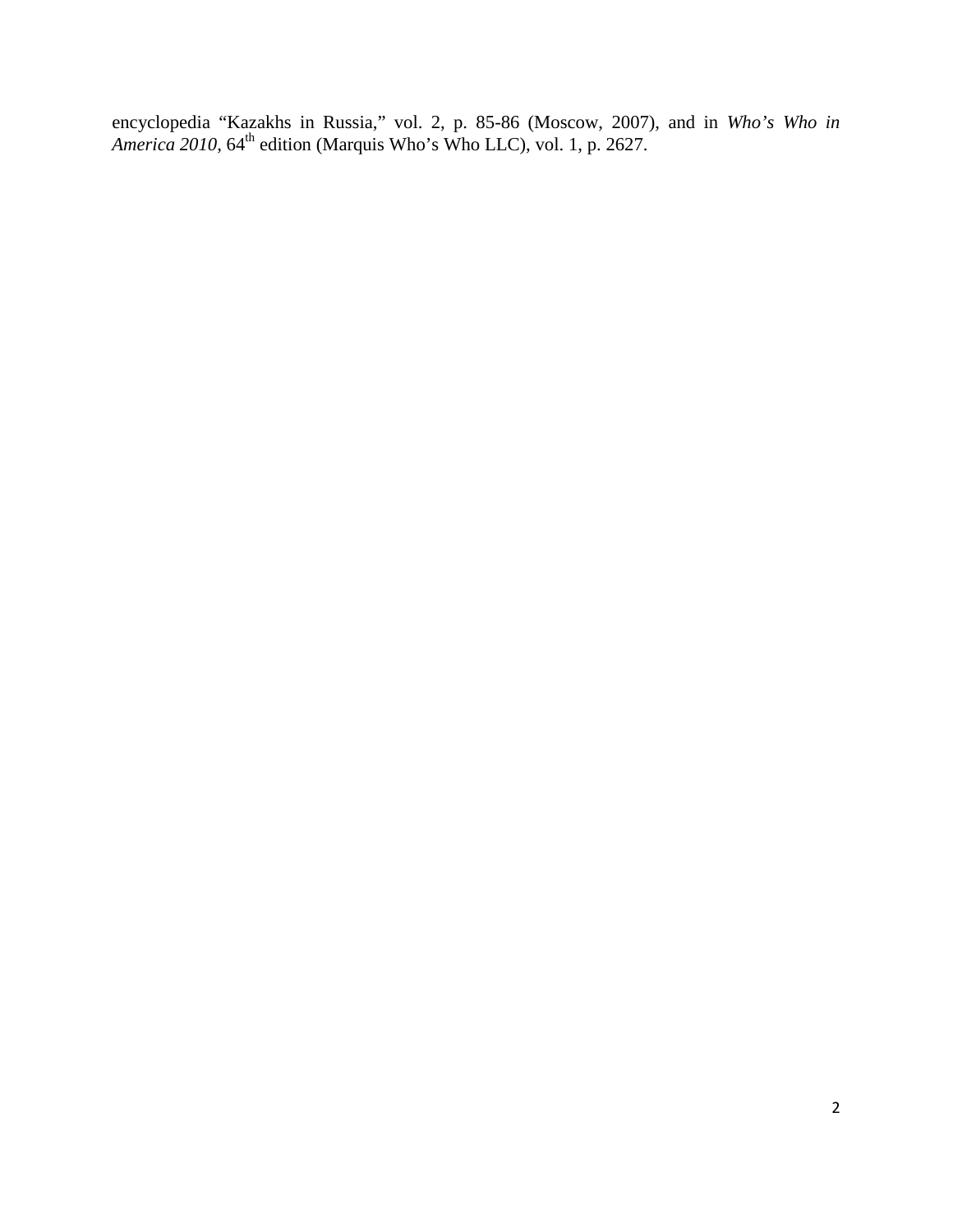encyclopedia “Kazakhs in Russia,” vol. 2, p. 85-86 (Moscow, 2007), and in *Who’s Who in America 2010*, 64th edition (Marquis Who’s Who LLC), vol. 1, p. 2627.